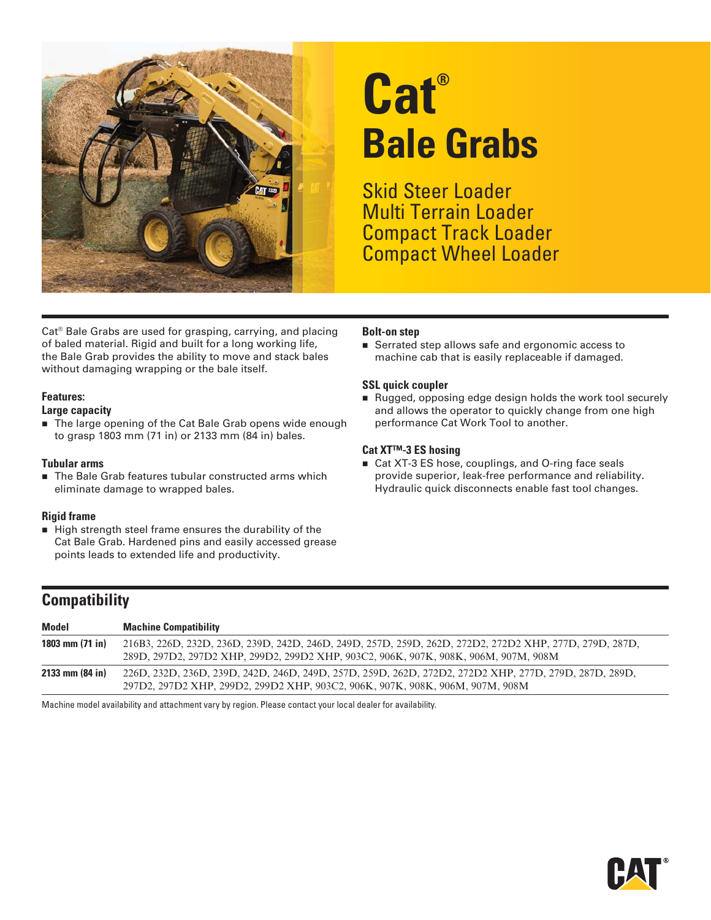# Cat® Bale Grabs

## Skid Steer Loader
## Multi Terrain Loader
## Compact Track Loader
## Compact Wheel Loader

Cat® Bale Grabs are used for grasping, carrying, and placing of baled material. Rigid and built for a long working life, the Bale Grab provides the ability to move and stack bales without damaging wrapping or the bale itself.

**Features:**

**Large capacity**

- The large opening of the Cat Bale Grab opens wide enough to grasp 1803 mm (71 in) or 2133 mm (84 in) bales.

**Tubular arms**

- The Bale Grab features tubular constructed arms which eliminate damage to wrapped bales.

**Rigid frame**

- High strength steel frame ensures the durability of the Cat Bale Grab. Hardened pins and easily accessed grease points leads to extended life and productivity.

**Bolt-on step**

- Serrated step allows safe and ergonomic access to machine cab that is easily replaceable if damaged.

**SSL quick coupler**

- Rugged, opposing edge design holds the work tool securely and allows the operator to quickly change from one high performance Cat Work Tool to another.

**Cat XT™-3 ES hosing**

- Cat XT-3 ES hose, couplings, and O-ring face seals provide superior, leak-free performance and reliability. Hydraulic quick disconnects enable fast tool changes.

## Compatibility

| Model | Machine Compatibility |
|---|---|
| 1803 mm (71 in) | 216B3, 226D, 232D, 236D, 239D, 242D, 246D, 249D, 257D, 259D, 262D, 272D2, 272D2 XHP, 277D, 279D, 287D, 289D, 297D2, 297D2 XHP, 299D2, 299D2 XHP, 903C2, 906K, 907K, 908K, 906M, 907M, 908M |
| 2133 mm (84 in) | 226D, 232D, 236D, 239D, 242D, 246D, 249D, 257D, 259D, 262D, 272D2, 272D2 XHP, 277D, 279D, 287D, 289D, 297D2, 297D2 XHP, 299D2, 299D2 XHP, 903C2, 906K, 907K, 908K, 906M, 907M, 908M |

Machine model availability and attachment vary by region. Please contact your local dealer for availability.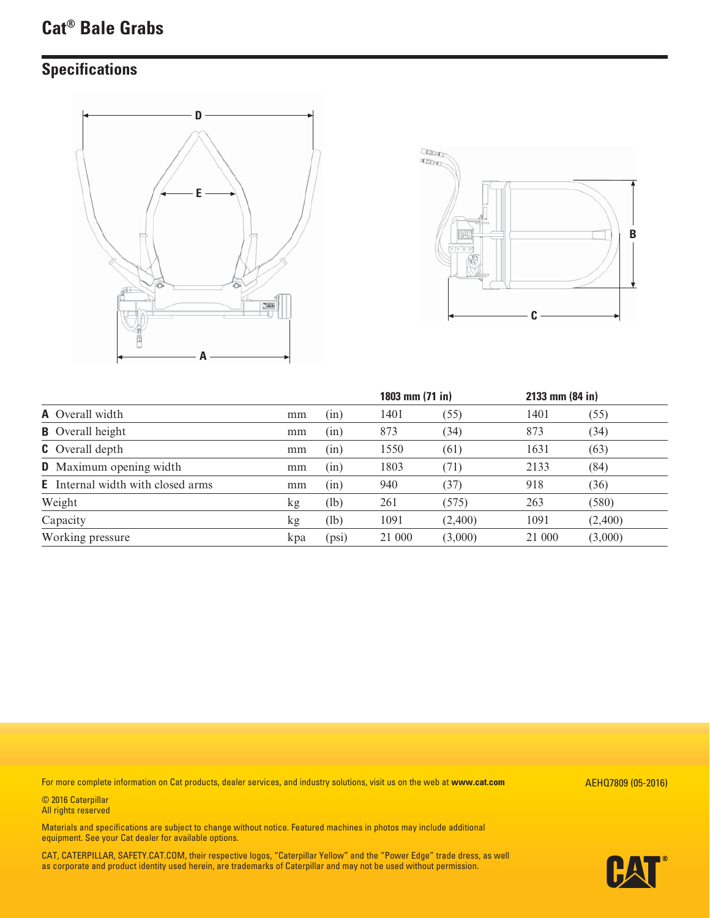# Cat® Bale Grabs

## Specifications

| | | | 1803 mm (71 in) | | 2133 mm (84 in) | |
|---|---|---|---|---|---|---|
| **A** Overall width | mm | (in) | 1401 | (55) | 1401 | (55) |
| **B** Overall height | mm | (in) | 873 | (34) | 873 | (34) |
| **C** Overall depth | mm | (in) | 1550 | (61) | 1631 | (63) |
| **D** Maximum opening width | mm | (in) | 1803 | (71) | 2133 | (84) |
| **E** Internal width with closed arms | mm | (in) | 940 | (37) | 918 | (36) |
| Weight | kg | (lb) | 261 | (575) | 263 | (580) |
| Capacity | kg | (lb) | 1091 | (2,400) | 1091 | (2,400) |
| Working pressure | kpa | (psi) | 21 000 | (3,000) | 21 000 | (3,000) |

For more complete information on Cat products, dealer services, and industry solutions, visit us on the web at **www.cat.com**

AEHQ7809 (05-2016)

© 2016 Caterpillar
All rights reserved

Materials and specifications are subject to change without notice. Featured machines in photos may include additional equipment. See your Cat dealer for available options.

CAT, CATERPILLAR, SAFETY.CAT.COM, their respective logos, "Caterpillar Yellow" and the "Power Edge" trade dress, as well as corporate and product identity used herein, are trademarks of Caterpillar and may not be used without permission.